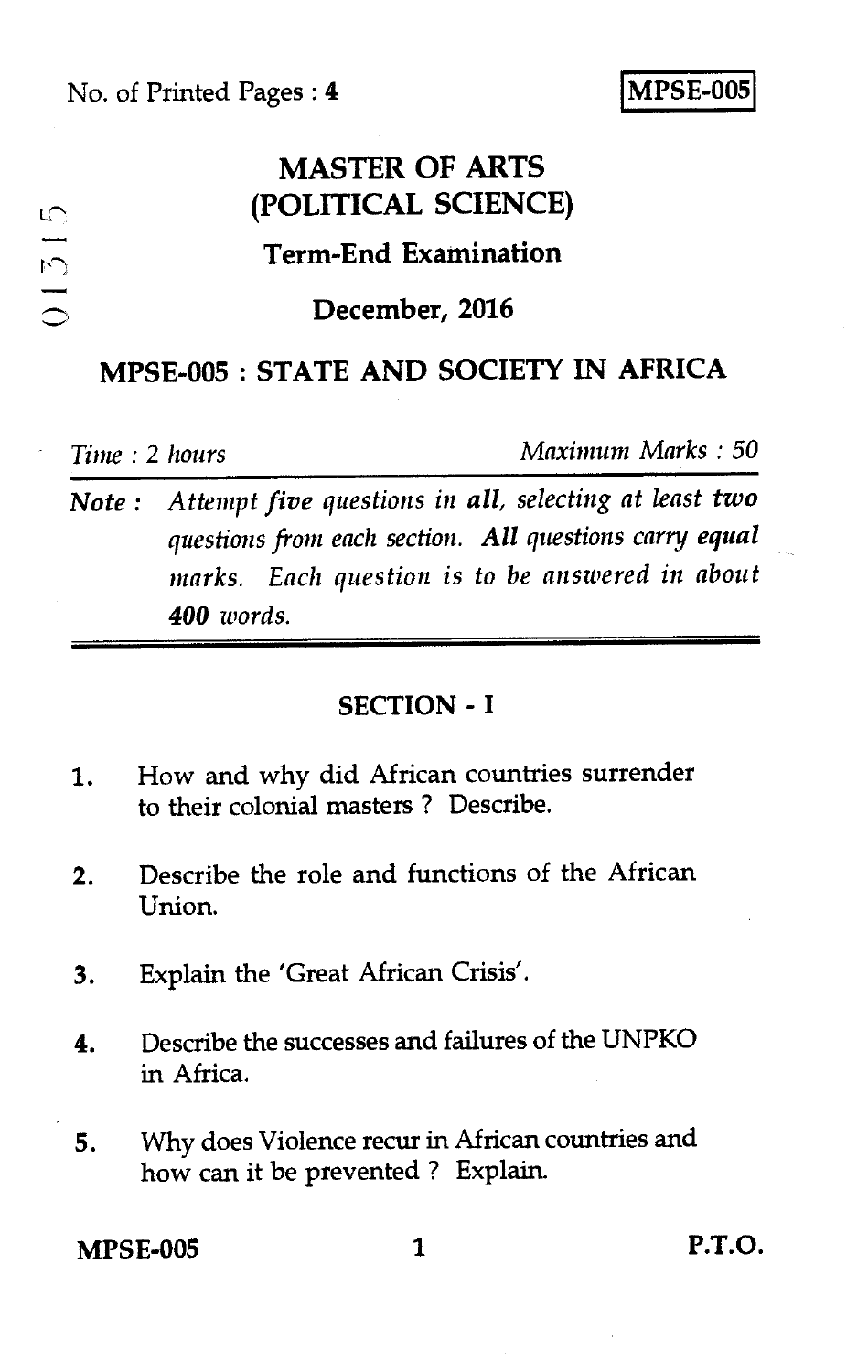No. of Printed Pages : 4

**MPSE-005**

01315

# MASTER OF ARTS (POLITICAL SCIENCE)

## Term-End Examination

## December, 2016

## MPSE-005 : STATE AND SOCIETY IN AFRICA

*Time : 2 hours* *Maximum Marks : 50*

***Note :*** *Attempt five questions in* ***all****, selecting at least* ***two*** *questions from each section.* ***All*** *questions carry* ***equal*** *marks. Each question is to be answered in about* ***400*** *words.*

### SECTION - I

1. How and why did African countries surrender to their colonial masters ? Describe.

2. Describe the role and functions of the African Union.

3. Explain the 'Great African Crisis'.

4. Describe the successes and failures of the UNPKO in Africa.

5. Why does Violence recur in African countries and how can it be prevented ? Explain.

P.T.O.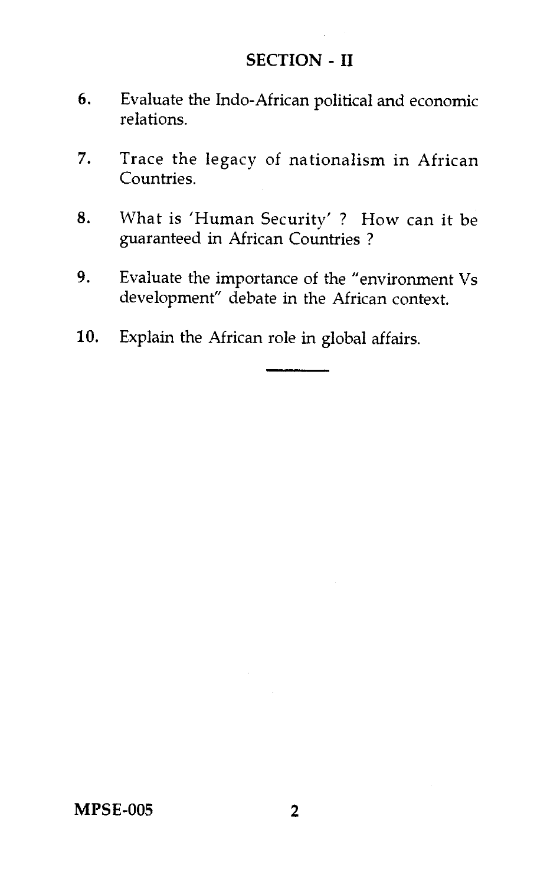## SECTION - II

6. Evaluate the Indo-African political and economic relations.

7. Trace the legacy of nationalism in African Countries.

8. What is 'Human Security' ? How can it be guaranteed in African Countries ?

9. Evaluate the importance of the "environment Vs development" debate in the African context.

10. Explain the African role in global affairs.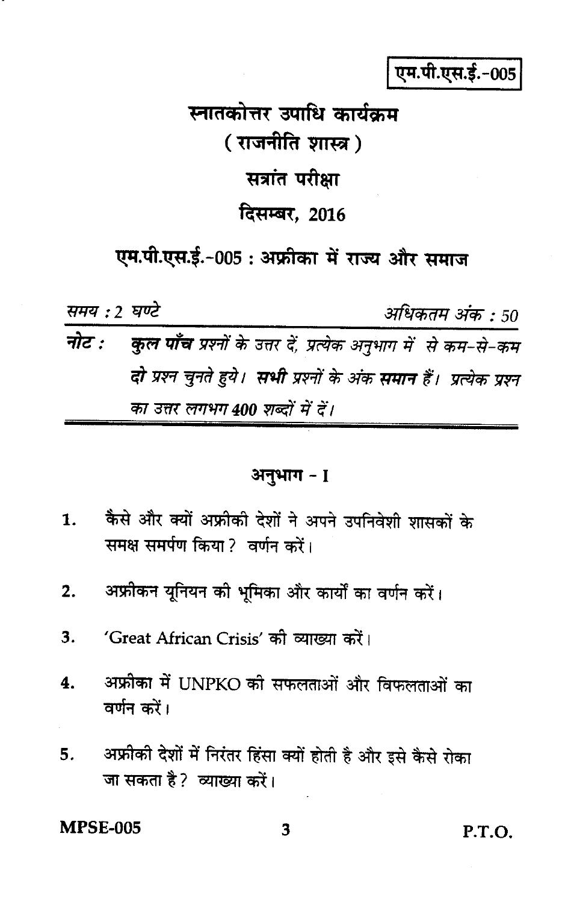एम.पी.एस.ई.-005

# स्नातकोत्तर उपाधि कार्यक्रम
## ( राजनीति शास्त्र )
## सत्रांत परीक्षा
## दिसम्बर, 2016

## एम.पी.एस.ई.-005 : अफ्रीका में राज्य और समाज

*समय : 2 घण्टे* *अधिकतम अंक : 50*

**नोट :** *__कुल पाँच__ प्रश्नों के उत्तर दें, प्रत्येक अनुभाग में से कम-से-कम __दो__ प्रश्न चुनते हुये। __सभी__ प्रश्नों के अंक __समान__ हैं। प्रत्येक प्रश्न का उत्तर लगभग __400__ शब्दों में दें।*

### अनुभाग - I

1. कैसे और क्यों अफ्रीकी देशों ने अपने उपनिवेशी शासकों के समक्ष समर्पण किया ? वर्णन करें।

2. अफ्रीकन यूनियन की भूमिका और कार्यों का वर्णन करें।

3. 'Great African Crisis' की व्याख्या करें।

4. अफ्रीका में UNPKO की सफलताओं और विफलताओं का वर्णन करें।

5. अफ्रीकी देशों में निरंतर हिंसा क्यों होती है और इसे कैसे रोका जा सकता है ? व्याख्या करें।

P.T.O.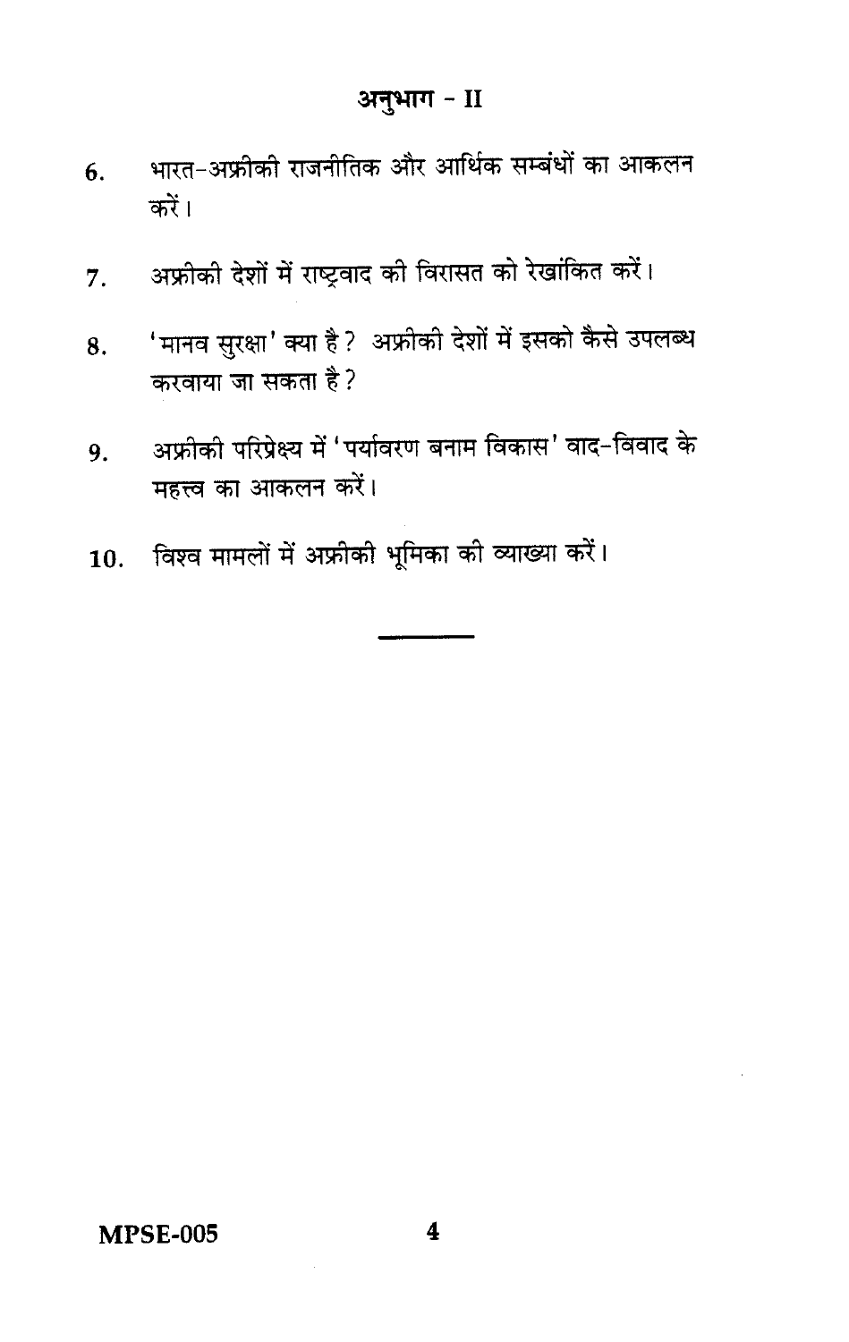## अनुभाग - II

6. भारत-अफ्रीकी राजनीतिक और आर्थिक सम्बंधों का आकलन करें।

7. अफ्रीकी देशों में राष्ट्रवाद की विरासत को रेखांकित करें।

8. 'मानव सुरक्षा' क्या है ? अफ्रीकी देशों में इसको कैसे उपलब्ध करवाया जा सकता है ?

9. अफ्रीकी परिप्रेक्ष्य में 'पर्यावरण बनाम विकास' वाद-विवाद के महत्त्व का आकलन करें।

10. विश्व मामलों में अफ्रीकी भूमिका की व्याख्या करें।